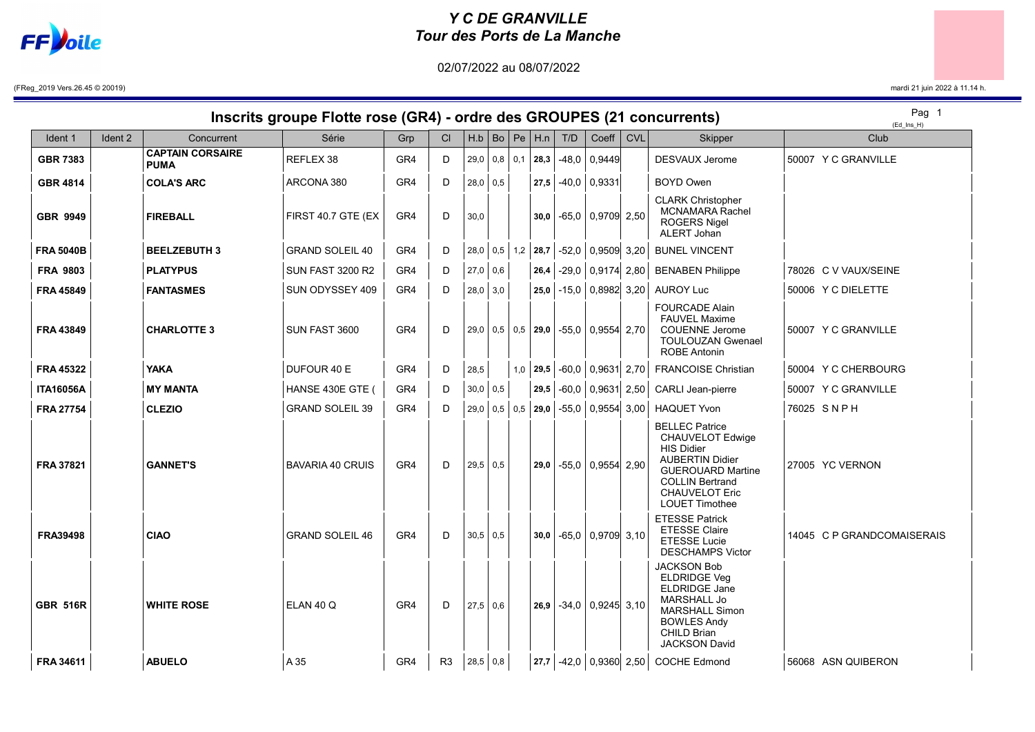# Y C DE GRANVILLE
## Tour des Ports de La Manche

02/07/2022 au 08/07/2022

(FReg_2019 Vers.26.45 © 20019)

mardi 21 juin 2022 à 11.14 h.

## Inscrits groupe Flotte rose (GR4) - ordre des GROUPES (21 concurrents)

(Ed_Ins_H)

| Ident 1 | Ident 2 | Concurrent | Série | Grp | Cl | H.b | Bo | Pe | H.n | T/D | Coeff | CVL | Skipper | Club |
|---|---|---|---|---|---|---|---|---|---|---|---|---|---|---|
| **GBR 7383** | | **CAPTAIN CORSAIRE PUMA** | REFLEX 38 | GR4 | D | 29,0 | 0,8 | 0,1 | **28,3** | -48,0 | 0,9449 | | DESVAUX Jerome | 50007 Y C GRANVILLE |
| **GBR 4814** | | **COLA'S ARC** | ARCONA 380 | GR4 | D | 28,0 | 0,5 | | **27,5** | -40,0 | 0,9331 | | BOYD Owen | |
| **GBR 9949** | | **FIREBALL** | FIRST 40.7 GTE (EX | GR4 | D | 30,0 | | | **30,0** | -65,0 | 0,9709 | 2,50 | CLARK Christopher<br>MCNAMARA Rachel<br>ROGERS Nigel<br>ALERT Johan | |
| **FRA 5040B** | | **BEELZEBUTH 3** | GRAND SOLEIL 40 | GR4 | D | 28,0 | 0,5 | 1,2 | **28,7** | -52,0 | 0,9509 | 3,20 | BUNEL VINCENT | |
| **FRA 9803** | | **PLATYPUS** | SUN FAST 3200 R2 | GR4 | D | 27,0 | 0,6 | | **26,4** | -29,0 | 0,9174 | 2,80 | BENABEN Philippe | 78026 C V VAUX/SEINE |
| **FRA 45849** | | **FANTASMES** | SUN ODYSSEY 409 | GR4 | D | 28,0 | 3,0 | | **25,0** | -15,0 | 0,8982 | 3,20 | AUROY Luc | 50006 Y C DIELETTE |
| **FRA 43849** | | **CHARLOTTE 3** | SUN FAST 3600 | GR4 | D | 29,0 | 0,5 | 0,5 | **29,0** | -55,0 | 0,9554 | 2,70 | FOURCADE Alain<br>FAUVEL Maxime<br>COUENNE Jerome<br>TOULOUZAN Gwenael<br>ROBE Antonin | 50007 Y C GRANVILLE |
| **FRA 45322** | | **YAKA** | DUFOUR 40 E | GR4 | D | 28,5 | | 1,0 | **29,5** | -60,0 | 0,9631 | 2,70 | FRANCOISE Christian | 50004 Y C CHERBOURG |
| **ITA16056A** | | **MY MANTA** | HANSE 430E GTE ( | GR4 | D | 30,0 | 0,5 | | **29,5** | -60,0 | 0,9631 | 2,50 | CARLI Jean-pierre | 50007 Y C GRANVILLE |
| **FRA 27754** | | **CLEZIO** | GRAND SOLEIL 39 | GR4 | D | 29,0 | 0,5 | 0,5 | **29,0** | -55,0 | 0,9554 | 3,00 | HAQUET Yvon | 76025 S N P H |
| **FRA 37821** | | **GANNET'S** | BAVARIA 40 CRUIS | GR4 | D | 29,5 | 0,5 | | **29,0** | -55,0 | 0,9554 | 2,90 | BELLEC Patrice<br>CHAUVELOT Edwige<br>HIS Didier<br>AUBERTIN Didier<br>GUEROUARD Martine<br>COLLIN Bertrand<br>CHAUVELOT Eric<br>LOUET Timothee | 27005 YC VERNON |
| **FRA39498** | | **CIAO** | GRAND SOLEIL 46 | GR4 | D | 30,5 | 0,5 | | **30,0** | -65,0 | 0,9709 | 3,10 | ETESSE Patrick<br>ETESSE Claire<br>ETESSE Lucie<br>DESCHAMPS Victor | 14045 C P GRANDCOMAISERAIS |
| **GBR 516R** | | **WHITE ROSE** | ELAN 40 Q | GR4 | D | 27,5 | 0,6 | | **26,9** | -34,0 | 0,9245 | 3,10 | JACKSON Bob<br>ELDRIDGE Veg<br>ELDRIDGE Jane<br>MARSHALL Jo<br>MARSHALL Simon<br>BOWLES Andy<br>CHILD Brian<br>JACKSON David | |
| **FRA 34611** | | **ABUELO** | A 35 | GR4 | R3 | 28,5 | 0,8 | | **27,7** | -42,0 | 0,9360 | 2,50 | COCHE Edmond | 56068 ASN QUIBERON |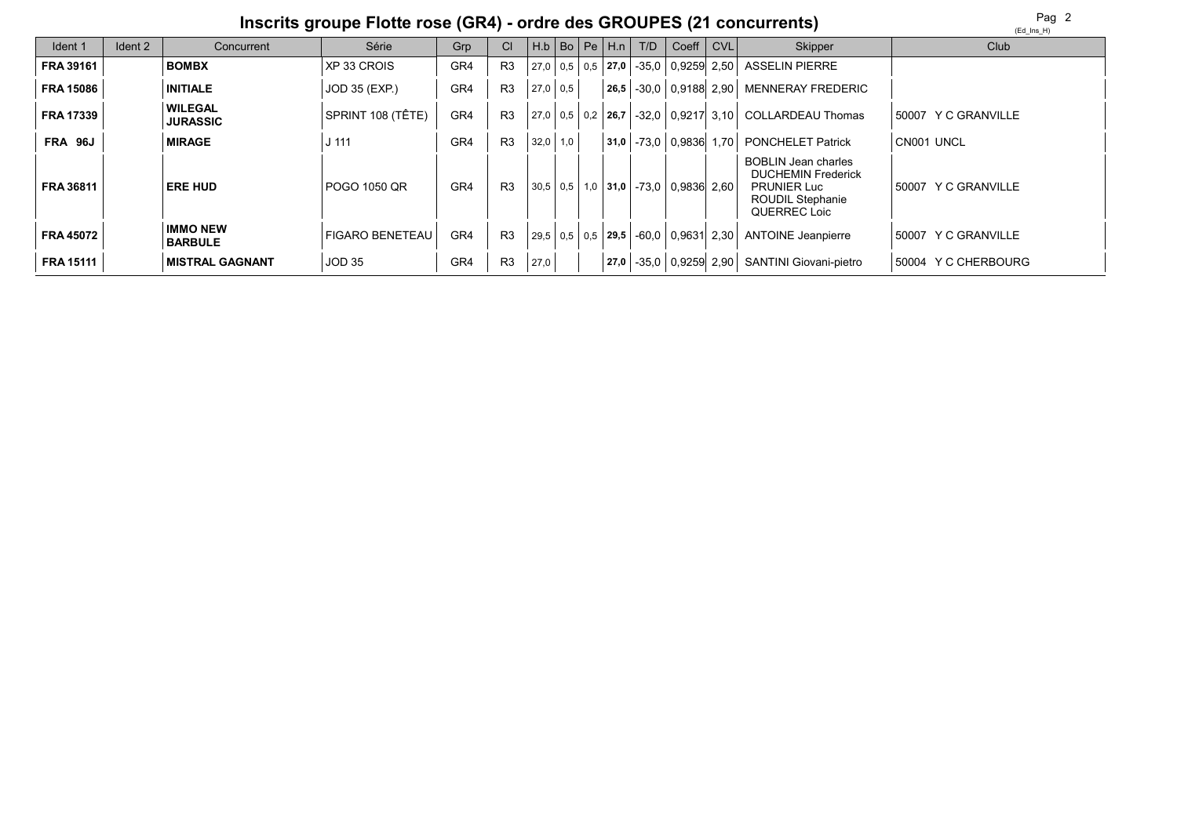# Inscrits groupe Flotte rose (GR4) - ordre des GROUPES (21 concurrents)

| Ident 1 | Ident 2 | Concurrent | Série | Grp | Cl | H.b | Bo | Pe | H.n | T/D | Coeff | CVL | Skipper | Club |
|---|---|---|---|---|---|---|---|---|---|---|---|---|---|---|
| **FRA 39161** | | **BOMBX** | XP 33 CROIS | GR4 | R3 | 27,0 | 0,5 | 0,5 | **27,0** | -35,0 | 0,9259 | 2,50 | ASSELIN PIERRE | |
| **FRA 15086** | | **INITIALE** | JOD 35 (EXP.) | GR4 | R3 | 27,0 | 0,5 | | **26,5** | -30,0 | 0,9188 | 2,90 | MENNERAY FREDERIC | |
| **FRA 17339** | | **WILEGAL JURASSIC** | SPRINT 108 (TÊTE) | GR4 | R3 | 27,0 | 0,5 | 0,2 | **26,7** | -32,0 | 0,9217 | 3,10 | COLLARDEAU Thomas | 50007 Y C GRANVILLE |
| **FRA 96J** | | **MIRAGE** | J 111 | GR4 | R3 | 32,0 | 1,0 | | **31,0** | -73,0 | 0,9836 | 1,70 | PONCHELET Patrick | CN001 UNCL |
| **FRA 36811** | | **ERE HUD** | POGO 1050 QR | GR4 | R3 | 30,5 | 0,5 | 1,0 | **31,0** | -73,0 | 0,9836 | 2,60 | BOBLIN Jean charles<br>DUCHEMIN Frederick<br>PRUNIER Luc<br>ROUDIL Stephanie<br>QUERREC Loic | 50007 Y C GRANVILLE |
| **FRA 45072** | | **IMMO NEW BARBULE** | FIGARO BENETEAU | GR4 | R3 | 29,5 | 0,5 | 0,5 | **29,5** | -60,0 | 0,9631 | 2,30 | ANTOINE Jeanpierre | 50007 Y C GRANVILLE |
| **FRA 15111** | | **MISTRAL GAGNANT** | JOD 35 | GR4 | R3 | 27,0 | | | **27,0** | -35,0 | 0,9259 | 2,90 | SANTINI Giovani-pietro | 50004 Y C CHERBOURG |